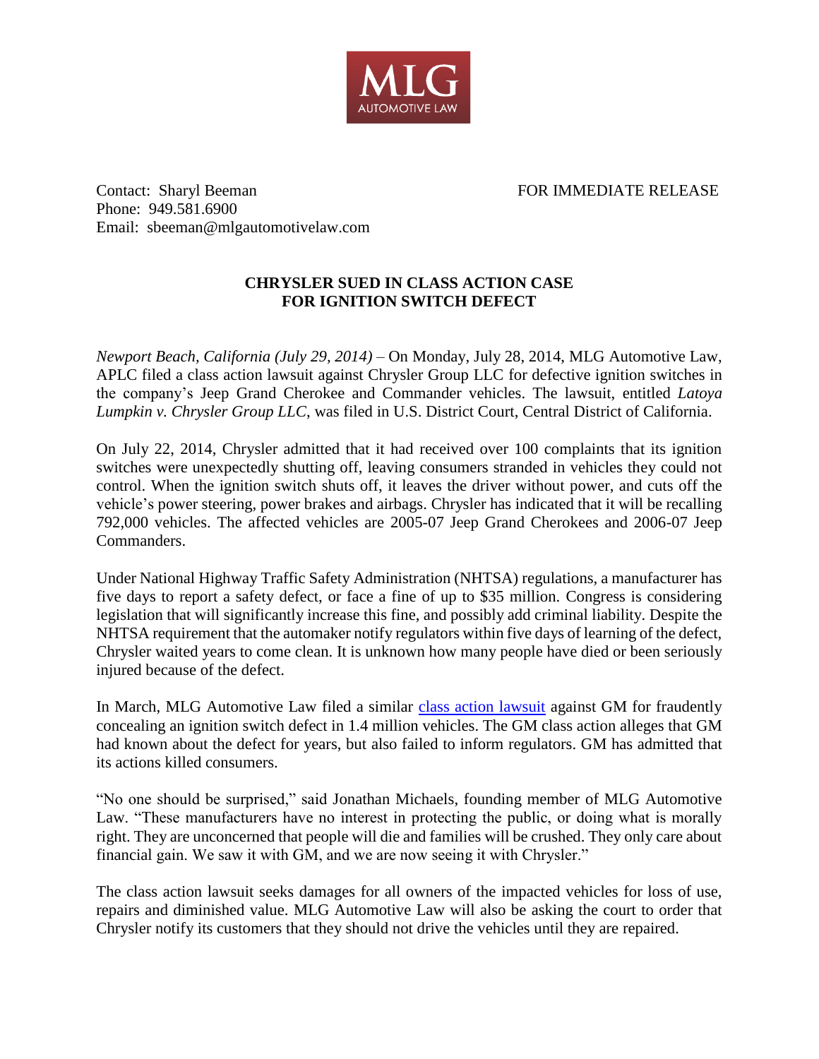MLG
AUTOMOTIVE LAW

Contact: Sharyl Beeman
Phone: 949.581.6900
Email: sbeeman@mlgautomotivelaw.com

FOR IMMEDIATE RELEASE

## CHRYSLER SUED IN CLASS ACTION CASE FOR IGNITION SWITCH DEFECT

*Newport Beach, California (July 29, 2014)* – On Monday, July 28, 2014, MLG Automotive Law, APLC filed a class action lawsuit against Chrysler Group LLC for defective ignition switches in the company's Jeep Grand Cherokee and Commander vehicles. The lawsuit, entitled *Latoya Lumpkin v. Chrysler Group LLC*, was filed in U.S. District Court, Central District of California.

On July 22, 2014, Chrysler admitted that it had received over 100 complaints that its ignition switches were unexpectedly shutting off, leaving consumers stranded in vehicles they could not control. When the ignition switch shuts off, it leaves the driver without power, and cuts off the vehicle's power steering, power brakes and airbags. Chrysler has indicated that it will be recalling 792,000 vehicles. The affected vehicles are 2005-07 Jeep Grand Cherokees and 2006-07 Jeep Commanders.

Under National Highway Traffic Safety Administration (NHTSA) regulations, a manufacturer has five days to report a safety defect, or face a fine of up to $35 million. Congress is considering legislation that will significantly increase this fine, and possibly add criminal liability. Despite the NHTSA requirement that the automaker notify regulators within five days of learning of the defect, Chrysler waited years to come clean. It is unknown how many people have died or been seriously injured because of the defect.

In March, MLG Automotive Law filed a similar class action lawsuit against GM for fraudently concealing an ignition switch defect in 1.4 million vehicles. The GM class action alleges that GM had known about the defect for years, but also failed to inform regulators. GM has admitted that its actions killed consumers.

"No one should be surprised," said Jonathan Michaels, founding member of MLG Automotive Law. "These manufacturers have no interest in protecting the public, or doing what is morally right. They are unconcerned that people will die and families will be crushed. They only care about financial gain. We saw it with GM, and we are now seeing it with Chrysler."

The class action lawsuit seeks damages for all owners of the impacted vehicles for loss of use, repairs and diminished value. MLG Automotive Law will also be asking the court to order that Chrysler notify its customers that they should not drive the vehicles until they are repaired.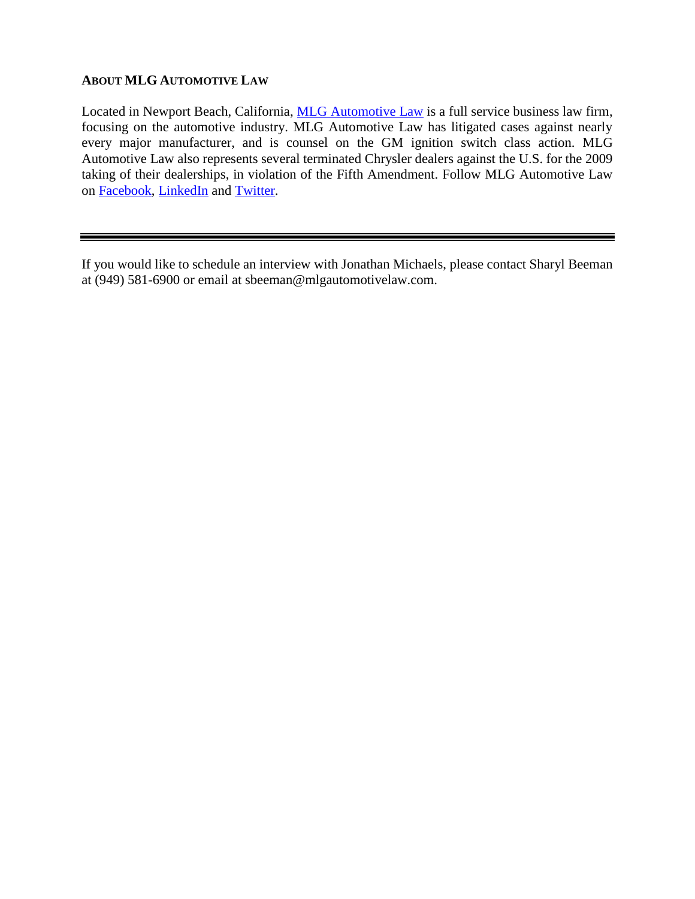**ABOUT MLG AUTOMOTIVE LAW**

Located in Newport Beach, California, MLG Automotive Law is a full service business law firm, focusing on the automotive industry. MLG Automotive Law has litigated cases against nearly every major manufacturer, and is counsel on the GM ignition switch class action. MLG Automotive Law also represents several terminated Chrysler dealers against the U.S. for the 2009 taking of their dealerships, in violation of the Fifth Amendment. Follow MLG Automotive Law on Facebook, LinkedIn and Twitter.

---

If you would like to schedule an interview with Jonathan Michaels, please contact Sharyl Beeman at (949) 581-6900 or email at sbeeman@mlgautomotivelaw.com.